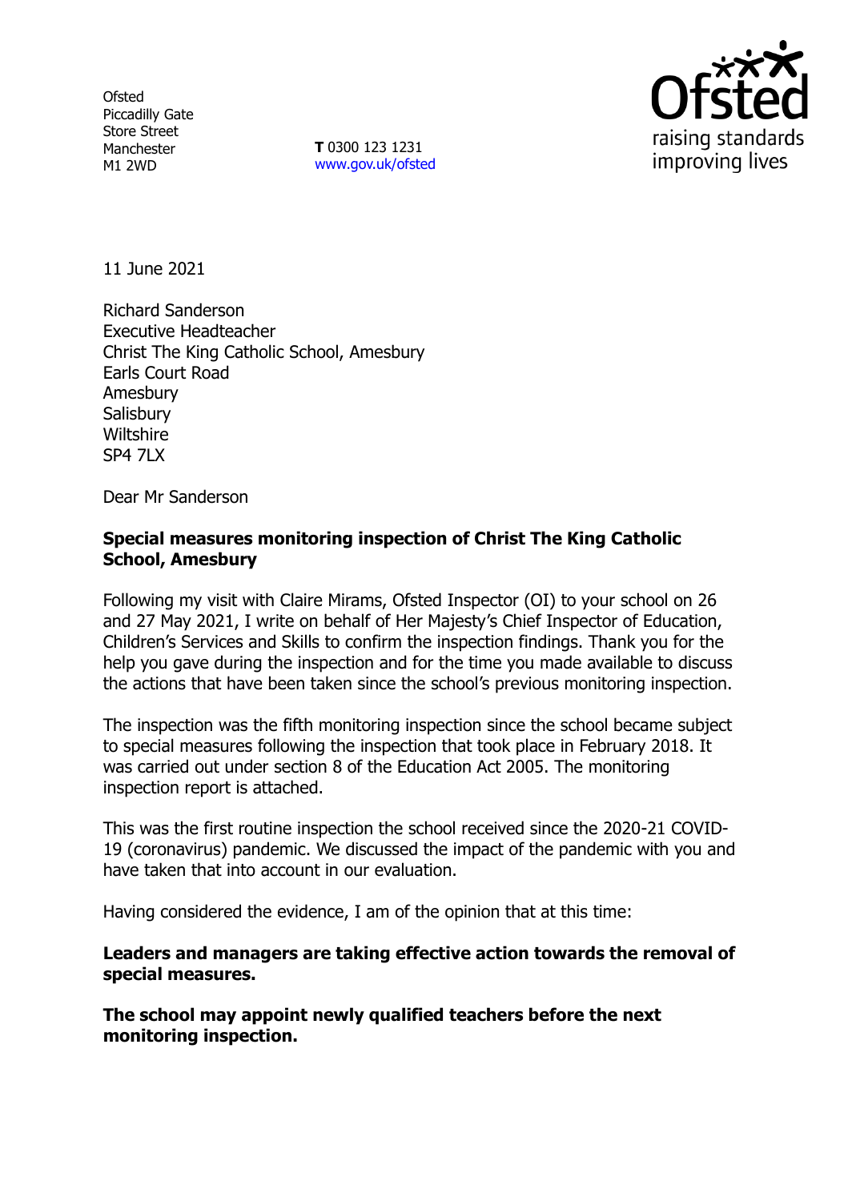Ofsted
Piccadilly Gate
Store Street
Manchester
M1 2WD

**T** 0300 123 1231
www.gov.uk/ofsted

Ofsted
raising standards
improving lives

11 June 2021

Richard Sanderson
Executive Headteacher
Christ The King Catholic School, Amesbury
Earls Court Road
Amesbury
Salisbury
Wiltshire
SP4 7LX

Dear Mr Sanderson

**Special measures monitoring inspection of Christ The King Catholic School, Amesbury**

Following my visit with Claire Mirams, Ofsted Inspector (OI) to your school on 26 and 27 May 2021, I write on behalf of Her Majesty's Chief Inspector of Education, Children's Services and Skills to confirm the inspection findings. Thank you for the help you gave during the inspection and for the time you made available to discuss the actions that have been taken since the school's previous monitoring inspection.

The inspection was the fifth monitoring inspection since the school became subject to special measures following the inspection that took place in February 2018. It was carried out under section 8 of the Education Act 2005. The monitoring inspection report is attached.

This was the first routine inspection the school received since the 2020-21 COVID-19 (coronavirus) pandemic. We discussed the impact of the pandemic with you and have taken that into account in our evaluation.

Having considered the evidence, I am of the opinion that at this time:

**Leaders and managers are taking effective action towards the removal of special measures.**

**The school may appoint newly qualified teachers before the next monitoring inspection.**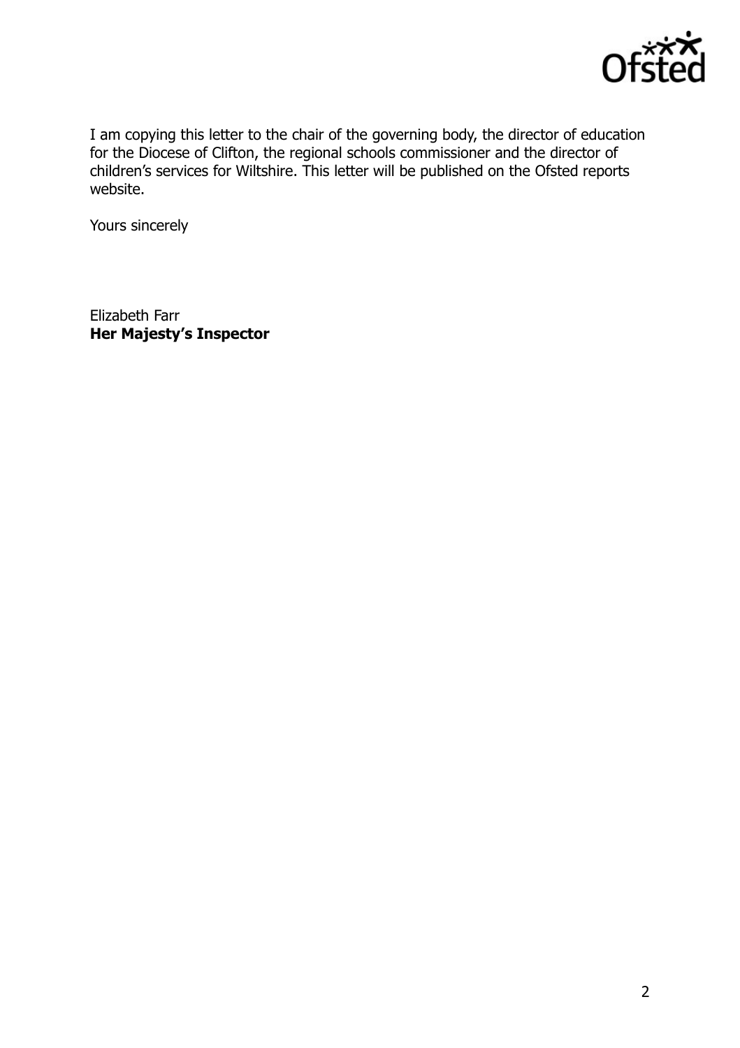I am copying this letter to the chair of the governing body, the director of education for the Diocese of Clifton, the regional schools commissioner and the director of children's services for Wiltshire. This letter will be published on the Ofsted reports website.

Yours sincerely

Elizabeth Farr
**Her Majesty's Inspector**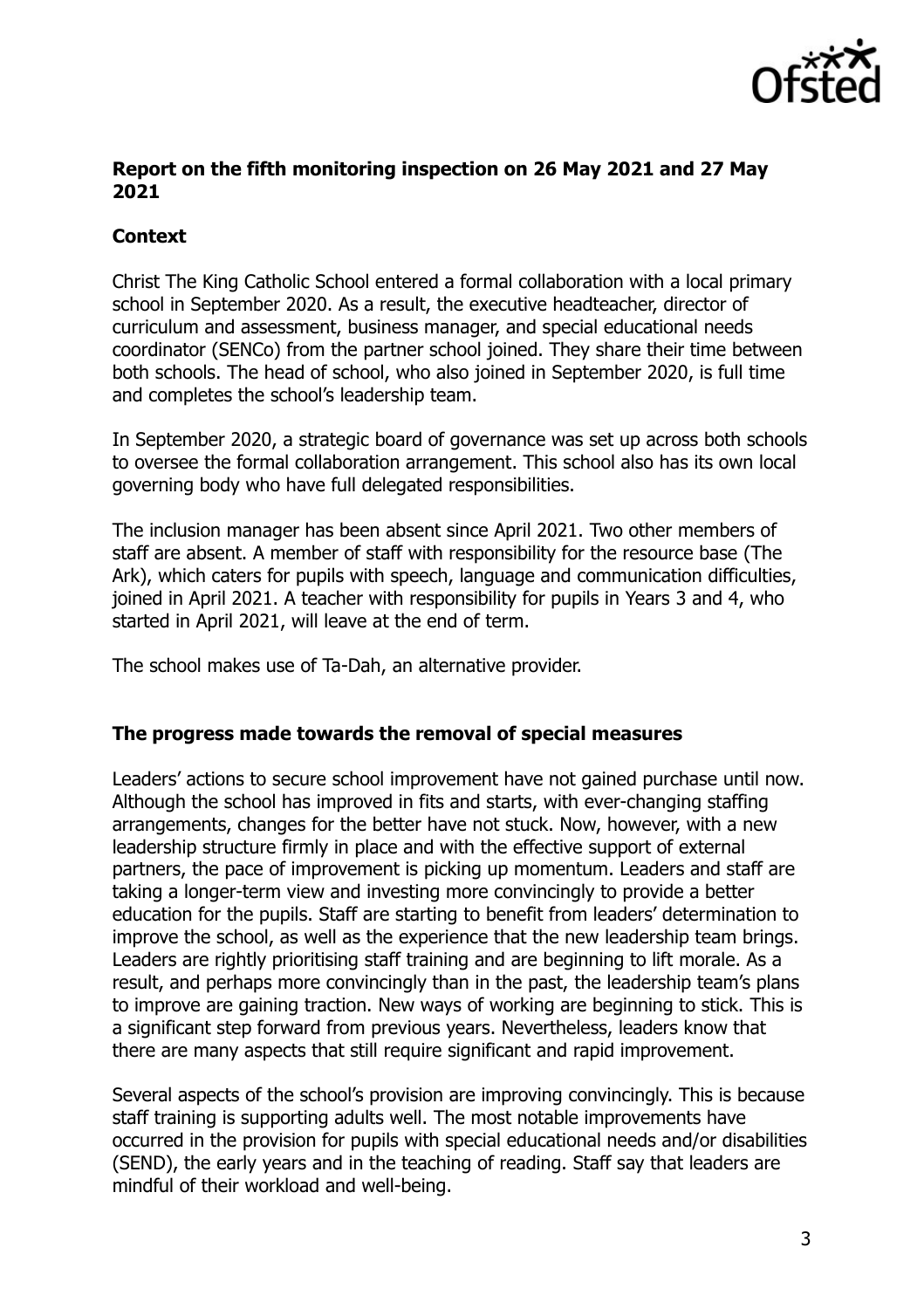**Report on the fifth monitoring inspection on 26 May 2021 and 27 May 2021**

**Context**

Christ The King Catholic School entered a formal collaboration with a local primary school in September 2020. As a result, the executive headteacher, director of curriculum and assessment, business manager, and special educational needs coordinator (SENCo) from the partner school joined. They share their time between both schools. The head of school, who also joined in September 2020, is full time and completes the school's leadership team.

In September 2020, a strategic board of governance was set up across both schools to oversee the formal collaboration arrangement. This school also has its own local governing body who have full delegated responsibilities.

The inclusion manager has been absent since April 2021. Two other members of staff are absent. A member of staff with responsibility for the resource base (The Ark), which caters for pupils with speech, language and communication difficulties, joined in April 2021. A teacher with responsibility for pupils in Years 3 and 4, who started in April 2021, will leave at the end of term.

The school makes use of Ta-Dah, an alternative provider.

**The progress made towards the removal of special measures**

Leaders' actions to secure school improvement have not gained purchase until now. Although the school has improved in fits and starts, with ever-changing staffing arrangements, changes for the better have not stuck. Now, however, with a new leadership structure firmly in place and with the effective support of external partners, the pace of improvement is picking up momentum. Leaders and staff are taking a longer-term view and investing more convincingly to provide a better education for the pupils. Staff are starting to benefit from leaders' determination to improve the school, as well as the experience that the new leadership team brings. Leaders are rightly prioritising staff training and are beginning to lift morale. As a result, and perhaps more convincingly than in the past, the leadership team's plans to improve are gaining traction. New ways of working are beginning to stick. This is a significant step forward from previous years. Nevertheless, leaders know that there are many aspects that still require significant and rapid improvement.

Several aspects of the school's provision are improving convincingly. This is because staff training is supporting adults well. The most notable improvements have occurred in the provision for pupils with special educational needs and/or disabilities (SEND), the early years and in the teaching of reading. Staff say that leaders are mindful of their workload and well-being.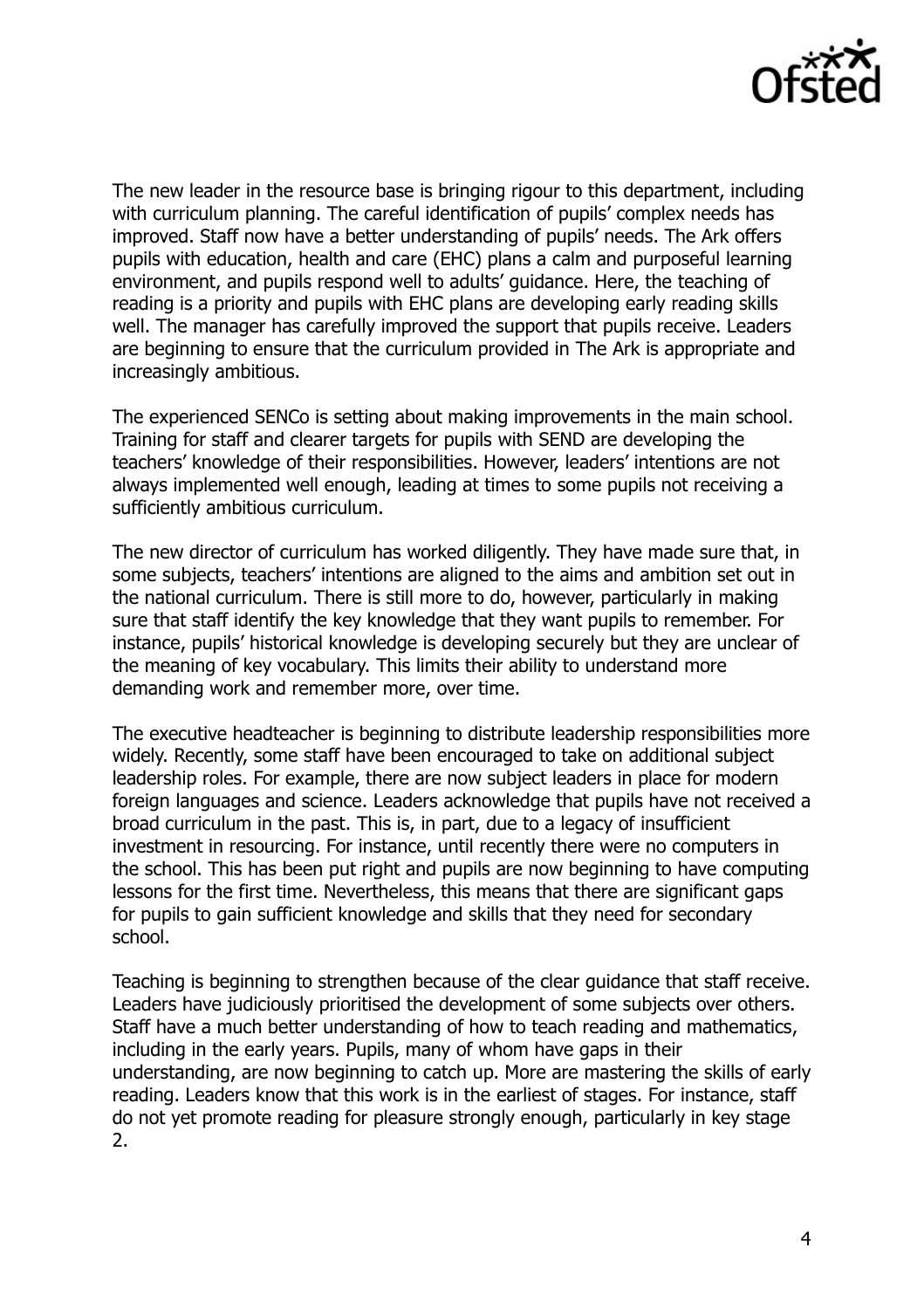The new leader in the resource base is bringing rigour to this department, including with curriculum planning. The careful identification of pupils' complex needs has improved. Staff now have a better understanding of pupils' needs. The Ark offers pupils with education, health and care (EHC) plans a calm and purposeful learning environment, and pupils respond well to adults' guidance. Here, the teaching of reading is a priority and pupils with EHC plans are developing early reading skills well. The manager has carefully improved the support that pupils receive. Leaders are beginning to ensure that the curriculum provided in The Ark is appropriate and increasingly ambitious.

The experienced SENCo is setting about making improvements in the main school. Training for staff and clearer targets for pupils with SEND are developing the teachers' knowledge of their responsibilities. However, leaders' intentions are not always implemented well enough, leading at times to some pupils not receiving a sufficiently ambitious curriculum.

The new director of curriculum has worked diligently. They have made sure that, in some subjects, teachers' intentions are aligned to the aims and ambition set out in the national curriculum. There is still more to do, however, particularly in making sure that staff identify the key knowledge that they want pupils to remember. For instance, pupils' historical knowledge is developing securely but they are unclear of the meaning of key vocabulary. This limits their ability to understand more demanding work and remember more, over time.

The executive headteacher is beginning to distribute leadership responsibilities more widely. Recently, some staff have been encouraged to take on additional subject leadership roles. For example, there are now subject leaders in place for modern foreign languages and science. Leaders acknowledge that pupils have not received a broad curriculum in the past. This is, in part, due to a legacy of insufficient investment in resourcing. For instance, until recently there were no computers in the school. This has been put right and pupils are now beginning to have computing lessons for the first time. Nevertheless, this means that there are significant gaps for pupils to gain sufficient knowledge and skills that they need for secondary school.

Teaching is beginning to strengthen because of the clear guidance that staff receive. Leaders have judiciously prioritised the development of some subjects over others. Staff have a much better understanding of how to teach reading and mathematics, including in the early years. Pupils, many of whom have gaps in their understanding, are now beginning to catch up. More are mastering the skills of early reading. Leaders know that this work is in the earliest of stages. For instance, staff do not yet promote reading for pleasure strongly enough, particularly in key stage 2.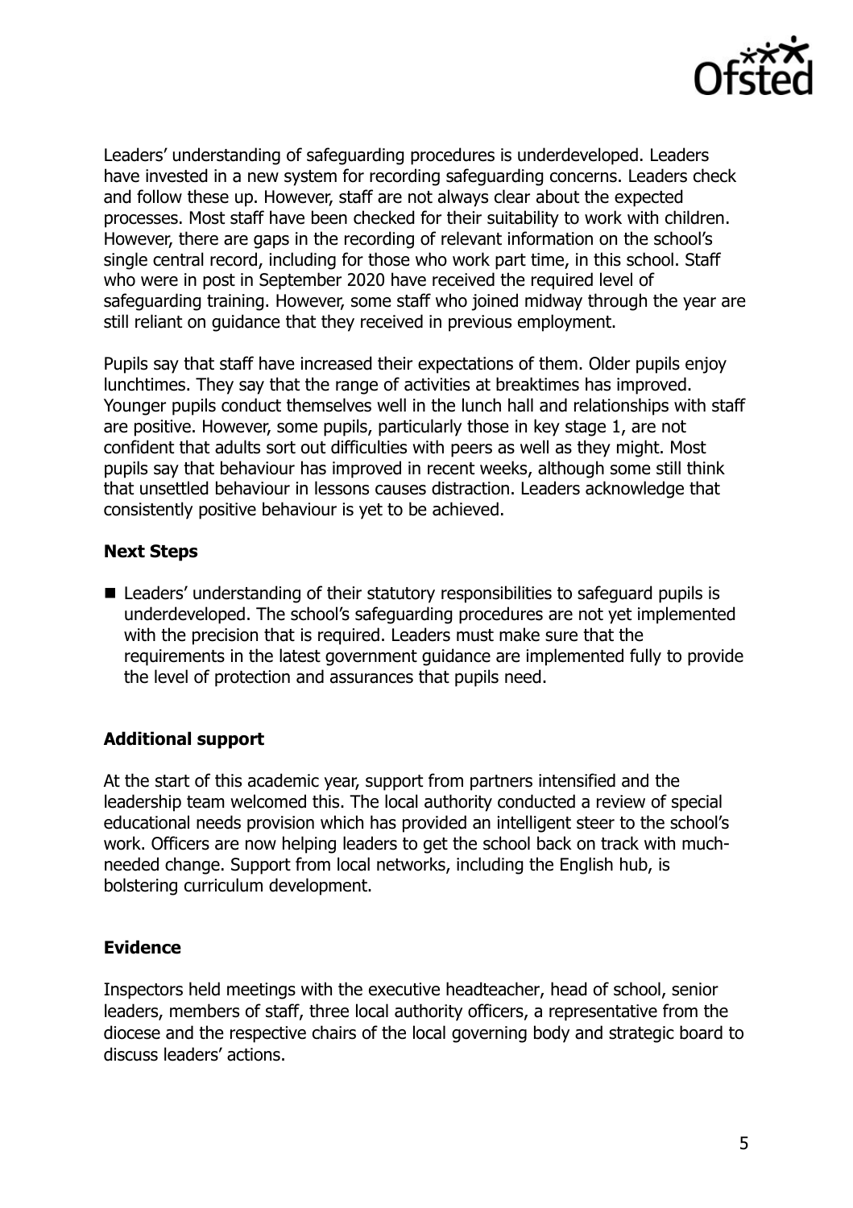Leaders' understanding of safeguarding procedures is underdeveloped. Leaders have invested in a new system for recording safeguarding concerns. Leaders check and follow these up. However, staff are not always clear about the expected processes. Most staff have been checked for their suitability to work with children. However, there are gaps in the recording of relevant information on the school's single central record, including for those who work part time, in this school. Staff who were in post in September 2020 have received the required level of safeguarding training. However, some staff who joined midway through the year are still reliant on guidance that they received in previous employment.

Pupils say that staff have increased their expectations of them. Older pupils enjoy lunchtimes. They say that the range of activities at breaktimes has improved. Younger pupils conduct themselves well in the lunch hall and relationships with staff are positive. However, some pupils, particularly those in key stage 1, are not confident that adults sort out difficulties with peers as well as they might. Most pupils say that behaviour has improved in recent weeks, although some still think that unsettled behaviour in lessons causes distraction. Leaders acknowledge that consistently positive behaviour is yet to be achieved.

**Next Steps**

- Leaders' understanding of their statutory responsibilities to safeguard pupils is underdeveloped. The school's safeguarding procedures are not yet implemented with the precision that is required. Leaders must make sure that the requirements in the latest government guidance are implemented fully to provide the level of protection and assurances that pupils need.

**Additional support**

At the start of this academic year, support from partners intensified and the leadership team welcomed this. The local authority conducted a review of special educational needs provision which has provided an intelligent steer to the school's work. Officers are now helping leaders to get the school back on track with much-needed change. Support from local networks, including the English hub, is bolstering curriculum development.

**Evidence**

Inspectors held meetings with the executive headteacher, head of school, senior leaders, members of staff, three local authority officers, a representative from the diocese and the respective chairs of the local governing body and strategic board to discuss leaders' actions.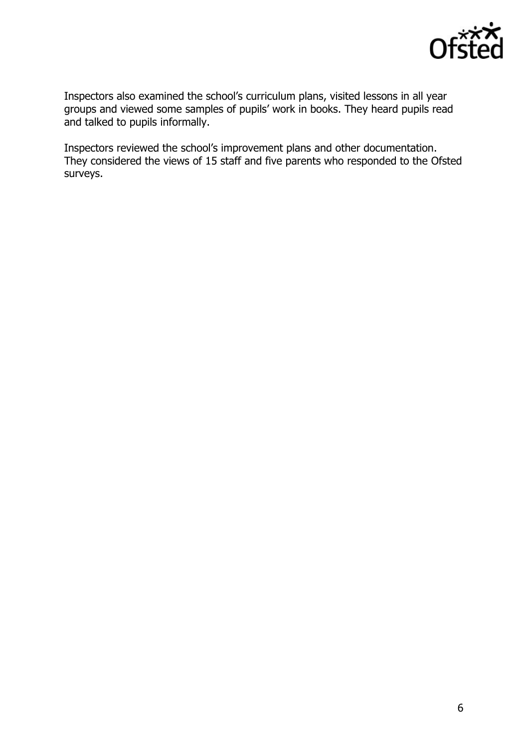Inspectors also examined the school's curriculum plans, visited lessons in all year groups and viewed some samples of pupils' work in books. They heard pupils read and talked to pupils informally.

Inspectors reviewed the school's improvement plans and other documentation. They considered the views of 15 staff and five parents who responded to the Ofsted surveys.